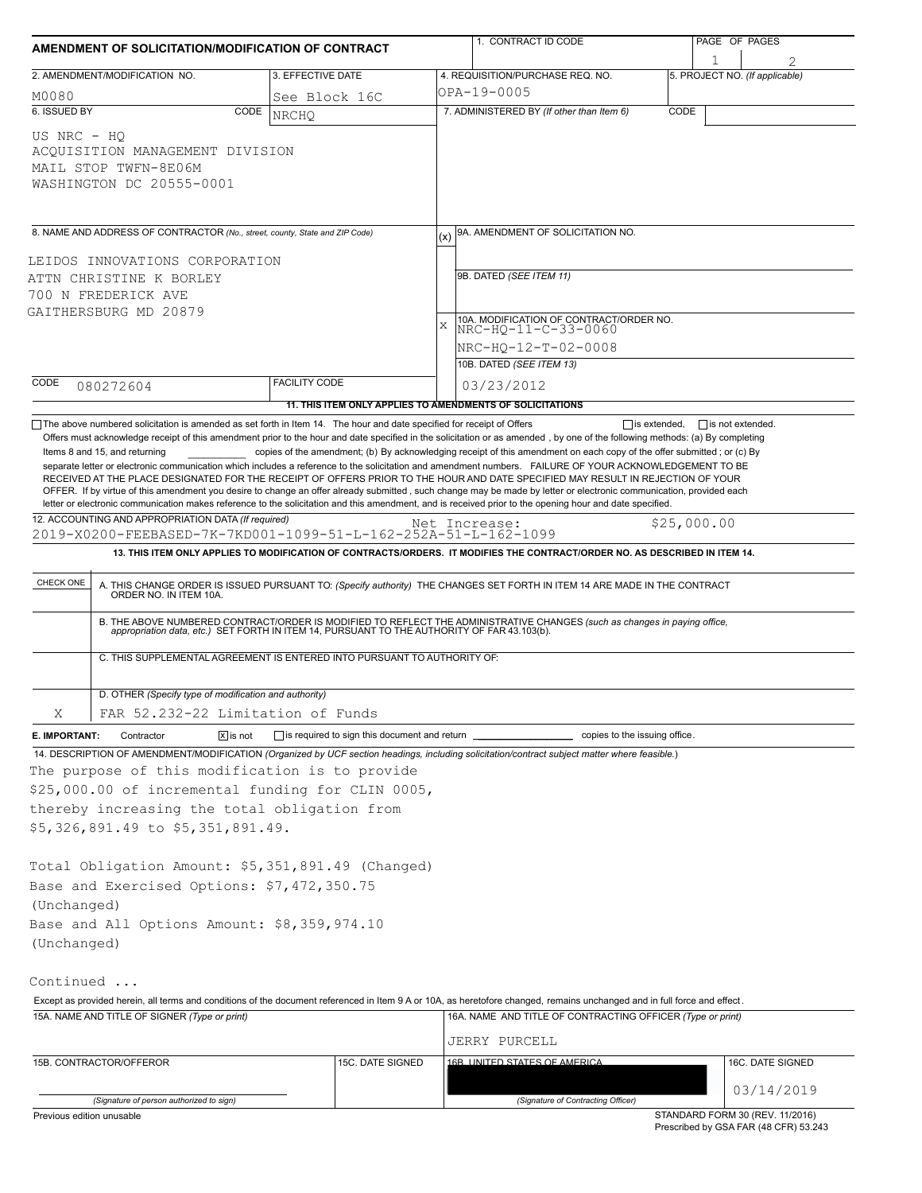# AMENDMENT OF SOLICITATION/MODIFICATION OF CONTRACT

| 1. CONTRACT ID CODE | PAGE OF PAGES |
|---|---|
| | 1 2 |

| 2. AMENDMENT/MODIFICATION NO. | 3. EFFECTIVE DATE | 4. REQUISITION/PURCHASE REQ. NO. | 5. PROJECT NO. (If applicable) |
|---|---|---|---|
| M0080 | See Block 16C | OPA-19-0005 | |

| 6. ISSUED BY CODE NRCHQ | 7. ADMINISTERED BY (If other than Item 6) CODE |
|---|---|
| US NRC - HQ<br>ACQUISITION MANAGEMENT DIVISION<br>MAIL STOP TWFN-8E06M<br>WASHINGTON DC 20555-0001 | |

**8. NAME AND ADDRESS OF CONTRACTOR** (No., street, county, State and ZIP Code)

LEIDOS INNOVATIONS CORPORATION
ATTN CHRISTINE K BORLEY
700 N FREDERICK AVE
GAITHERSBURG MD 20879

CODE 080272604 FACILITY CODE

(x) 9A. AMENDMENT OF SOLICITATION NO.

9B. DATED (SEE ITEM 11)

X 10A. MODIFICATION OF CONTRACT/ORDER NO.
NRC-HQ-11-C-33-0060
NRC-HQ-12-T-02-0008

10B. DATED (SEE ITEM 13)
03/23/2012

**11. THIS ITEM ONLY APPLIES TO AMENDMENTS OF SOLICITATIONS**

☐ The above numbered solicitation is amended as set forth in Item 14. The hour and date specified for receipt of Offers ☐ is extended, ☐ is not extended.
Offers must acknowledge receipt of this amendment prior to the hour and date specified in the solicitation or as amended , by one of the following methods: (a) By completing Items 8 and 15, and returning ________ copies of the amendment; (b) By acknowledging receipt of this amendment on each copy of the offer submitted ; or (c) By separate letter or electronic communication which includes a reference to the solicitation and amendment numbers. FAILURE OF YOUR ACKNOWLEDGEMENT TO BE RECEIVED AT THE PLACE DESIGNATED FOR THE RECEIPT OF OFFERS PRIOR TO THE HOUR AND DATE SPECIFIED MAY RESULT IN REJECTION OF YOUR OFFER. If by virtue of this amendment you desire to change an offer already submitted , such change may be made by letter or electronic communication, provided each letter or electronic communication makes reference to the solicitation and this amendment, and is received prior to the opening hour and date specified.

**12. ACCOUNTING AND APPROPRIATION DATA** (If required)
2019-X0200-FEEBASED-7K-7KD001-1099-51-L-162-252A-51-L-162-1099 Net Increase: $25,000.00

**13. THIS ITEM ONLY APPLIES TO MODIFICATION OF CONTRACTS/ORDERS. IT MODIFIES THE CONTRACT/ORDER NO. AS DESCRIBED IN ITEM 14.**

| CHECK ONE | |
|---|---|
| | A. THIS CHANGE ORDER IS ISSUED PURSUANT TO: (Specify authority) THE CHANGES SET FORTH IN ITEM 14 ARE MADE IN THE CONTRACT ORDER NO. IN ITEM 10A. |
| | B. THE ABOVE NUMBERED CONTRACT/ORDER IS MODIFIED TO REFLECT THE ADMINISTRATIVE CHANGES (such as changes in paying office, appropriation data, etc.) SET FORTH IN ITEM 14, PURSUANT TO THE AUTHORITY OF FAR 43.103(b). |
| | C. THIS SUPPLEMENTAL AGREEMENT IS ENTERED INTO PURSUANT TO AUTHORITY OF: |
| X | D. OTHER (Specify type of modification and authority)<br>FAR 52.232-22 Limitation of Funds |

**E. IMPORTANT:** Contractor ☒ is not ☐ is required to sign this document and return ________ copies to the issuing office.

**14. DESCRIPTION OF AMENDMENT/MODIFICATION** (Organized by UCF section headings, including solicitation/contract subject matter where feasible.)

The purpose of this modification is to provide $25,000.00 of incremental funding for CLIN 0005, thereby increasing the total obligation from $5,326,891.49 to $5,351,891.49.

Total Obligation Amount: $5,351,891.49 (Changed)
Base and Exercised Options: $7,472,350.75 (Unchanged)
Base and All Options Amount: $8,359,974.10 (Unchanged)

Continued ...

Except as provided herein, all terms and conditions of the document referenced in Item 9 A or 10A, as heretofore changed, remains unchanged and in full force and effect.

| 15A. NAME AND TITLE OF SIGNER (Type or print) | | 16A. NAME AND TITLE OF CONTRACTING OFFICER (Type or print) | |
|---|---|---|---|
| | | JERRY PURCELL | |
| 15B. CONTRACTOR/OFFEROR | 15C. DATE SIGNED | 16B. UNITED STATES OF AMERICA | 16C. DATE SIGNED |
| (Signature of person authorized to sign) | | (Signature of Contracting Officer) | 03/14/2019 |

Previous edition unusable

STANDARD FORM 30 (REV. 11/2016)
Prescribed by GSA FAR (48 CFR) 53.243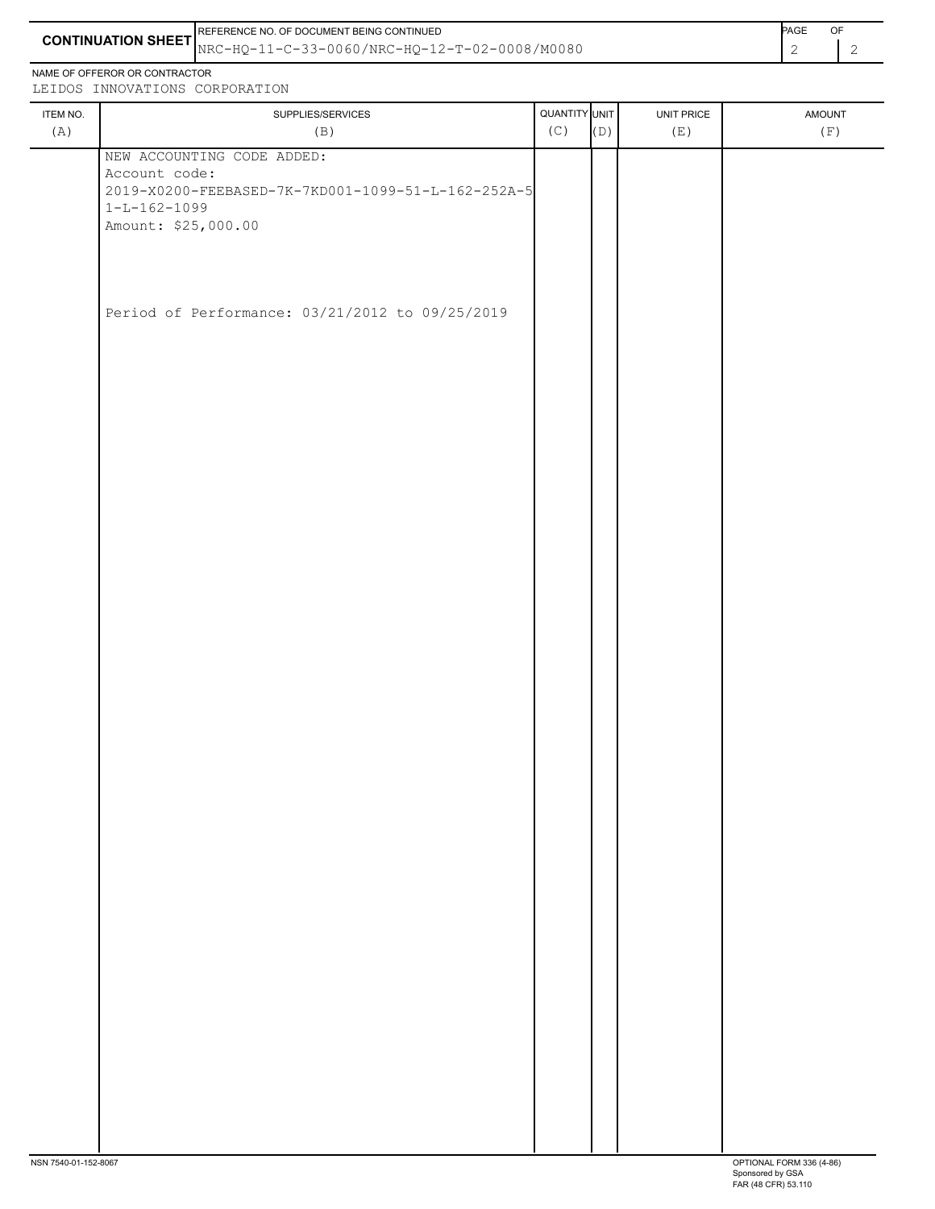**CONTINUATION SHEET**

REFERENCE NO. OF DOCUMENT BEING CONTINUED
NRC-HQ-11-C-33-0060/NRC-HQ-12-T-02-0008/M0080

NAME OF OFFEROR OR CONTRACTOR
LEIDOS INNOVATIONS CORPORATION

| ITEM NO. (A) | SUPPLIES/SERVICES (B) | QUANTITY (C) | UNIT (D) | UNIT PRICE (E) | AMOUNT (F) |
|---|---|---|---|---|---|
| | NEW ACCOUNTING CODE ADDED:<br>Account code:<br>2019-X0200-FEEBASED-7K-7KD001-1099-51-L-162-252A-51-L-162-1099<br>Amount: $25,000.00<br><br>Period of Performance: 03/21/2012 to 09/25/2019 | | | | |

NSN 7540-01-152-8067

OPTIONAL FORM 336 (4-86)
Sponsored by GSA
FAR (48 CFR) 53.110